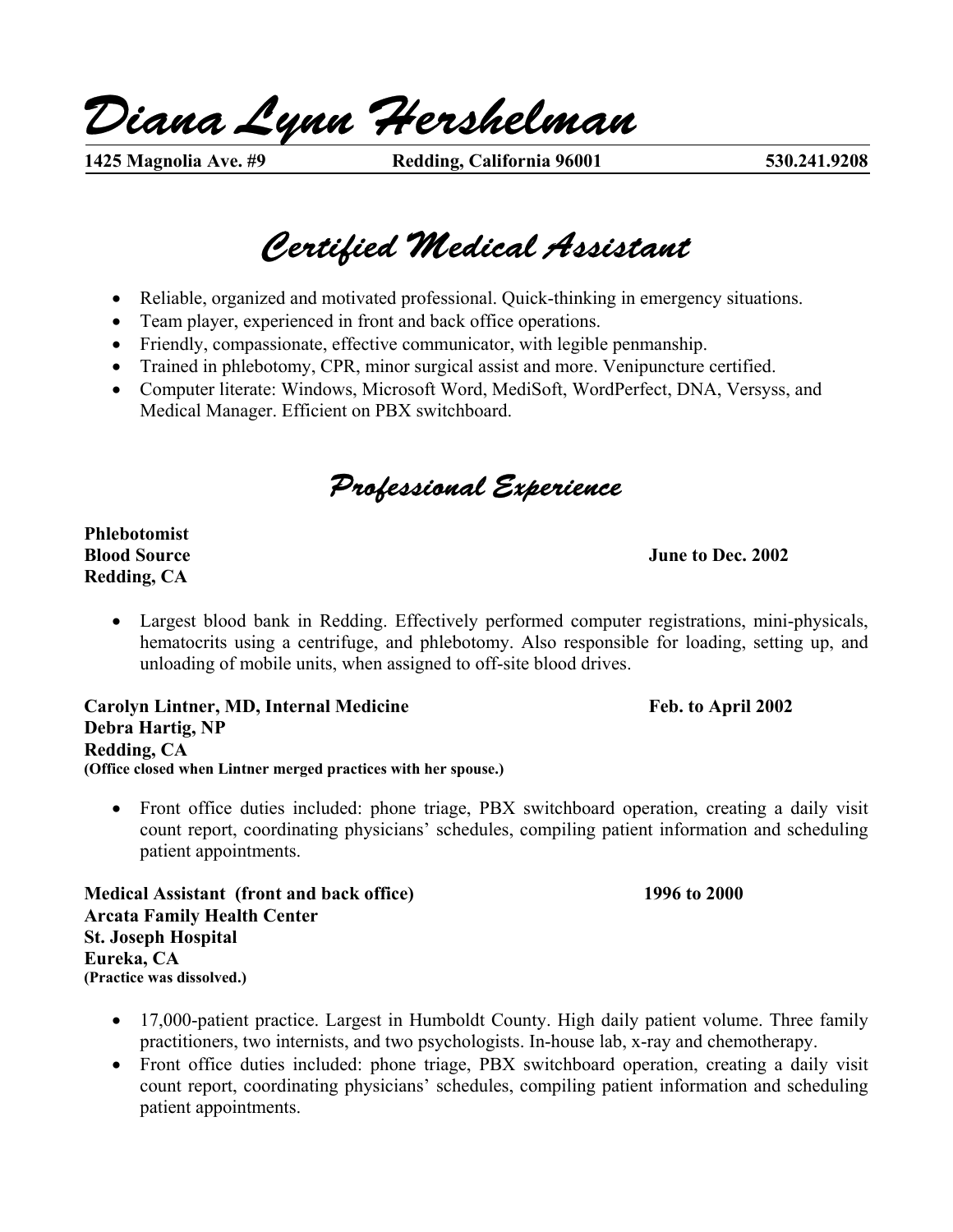# Diana Lynn Hershelman

**1425 Magnolia Ave. #9 Redding, California 96001 530.241.9208**

## Certified Medical Assistant

- Reliable, organized and motivated professional. Quick-thinking in emergency situations.
- Team player, experienced in front and back office operations.
- Friendly, compassionate, effective communicator, with legible penmanship.
- Trained in phlebotomy, CPR, minor surgical assist and more. Venipuncture certified.
- Computer literate: Windows, Microsoft Word, MediSoft, WordPerfect, DNA, Versyss, and Medical Manager. Efficient on PBX switchboard.

## Professional Experience

**Phlebotomist**
**Blood Source** **June to Dec. 2002**
**Redding, CA**

- Largest blood bank in Redding. Effectively performed computer registrations, mini-physicals, hematocrits using a centrifuge, and phlebotomy. Also responsible for loading, setting up, and unloading of mobile units, when assigned to off-site blood drives.

**Carolyn Lintner, MD, Internal Medicine** **Feb. to April 2002**
**Debra Hartig, NP**
**Redding, CA**
**(Office closed when Lintner merged practices with her spouse.)**

- Front office duties included: phone triage, PBX switchboard operation, creating a daily visit count report, coordinating physicians' schedules, compiling patient information and scheduling patient appointments.

**Medical Assistant (front and back office)** **1996 to 2000**
**Arcata Family Health Center**
**St. Joseph Hospital**
**Eureka, CA**
**(Practice was dissolved.)**

- 17,000-patient practice. Largest in Humboldt County. High daily patient volume. Three family practitioners, two internists, and two psychologists. In-house lab, x-ray and chemotherapy.
- Front office duties included: phone triage, PBX switchboard operation, creating a daily visit count report, coordinating physicians' schedules, compiling patient information and scheduling patient appointments.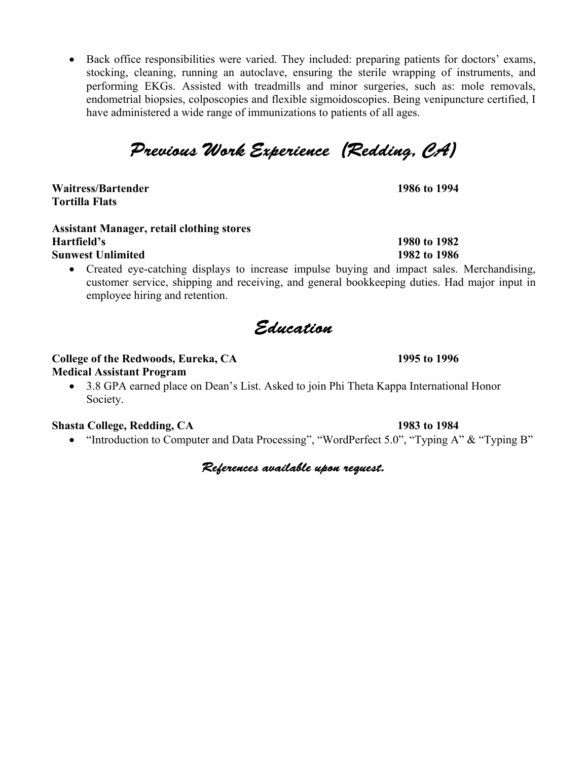- Back office responsibilities were varied. They included: preparing patients for doctors' exams, stocking, cleaning, running an autoclave, ensuring the sterile wrapping of instruments, and performing EKGs. Assisted with treadmills and minor surgeries, such as: mole removals, endometrial biopsies, colposcopies and flexible sigmoidoscopies. Being venipuncture certified, I have administered a wide range of immunizations to patients of all ages.

## *Previous Work Experience (Redding, CA)*

**Waitress/Bartender** **1986 to 1994**
**Tortilla Flats**

**Assistant Manager, retail clothing stores**
**Hartfield's** **1980 to 1982**
**Sunwest Unlimited** **1982 to 1986**

- Created eye-catching displays to increase impulse buying and impact sales. Merchandising, customer service, shipping and receiving, and general bookkeeping duties. Had major input in employee hiring and retention.

## *Education*

**College of the Redwoods, Eureka, CA** **1995 to 1996**
**Medical Assistant Program**

- 3.8 GPA earned place on Dean's List. Asked to join Phi Theta Kappa International Honor Society.

**Shasta College, Redding, CA** **1983 to 1984**

- "Introduction to Computer and Data Processing", "WordPerfect 5.0", "Typing A" & "Typing B"

***References available upon request.***